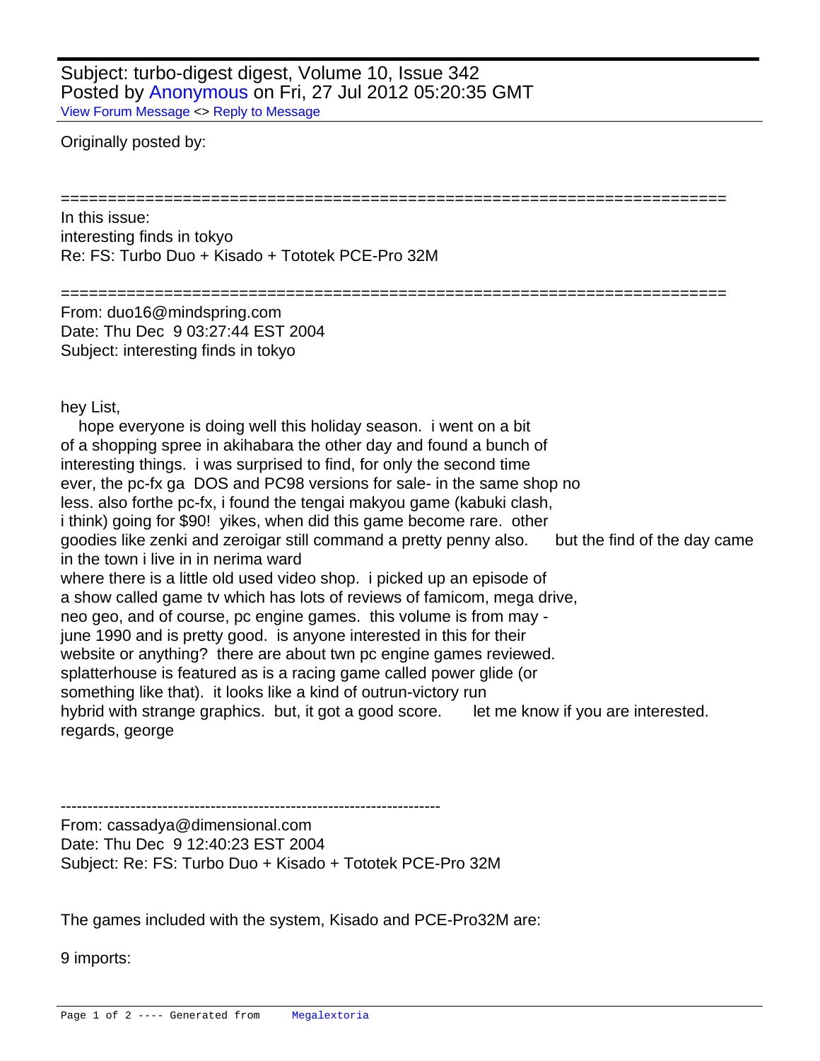Subject: turbo-digest digest, Volume 10, Issue 342
Posted by Anonymous on Fri, 27 Jul 2012 05:20:35 GMT
View Forum Message <> Reply to Message

Originally posted by:

=====================================================================
In this issue:
interesting finds in tokyo
Re: FS: Turbo Duo + Kisado + Tototek PCE-Pro 32M

=====================================================================
From: duo16@mindspring.com
Date: Thu Dec  9 03:27:44 EST 2004
Subject: interesting finds in tokyo

hey List,
   hope everyone is doing well this holiday season.  i went on a bit
of a shopping spree in akihabara the other day and found a bunch of
interesting things.  i was surprised to find, for only the second time
ever, the pc-fx ga  DOS and PC98 versions for sale- in the same shop no
less. also forthe pc-fx, i found the tengai makyou game (kabuki clash,
i think) going for $90!  yikes, when did this game become rare.  other
goodies like zenki and zeroigar still command a pretty penny also.     but the find of the day came in the town i live in in nerima ward
where there is a little old used video shop.  i picked up an episode of
a show called game tv which has lots of reviews of famicom, mega drive,
neo geo, and of course, pc engine games.  this volume is from may -
june 1990 and is pretty good.  is anyone interested in this for their
website or anything?  there are about twn pc engine games reviewed.
splatterhouse is featured as is a racing game called power glide (or
something like that).  it looks like a kind of outrun-victory run
hybrid with strange graphics.  but, it got a good score.      let me know if you are interested.
regards, george

---------------------------------------------------------------------
From: cassadya@dimensional.com
Date: Thu Dec  9 12:40:23 EST 2004
Subject: Re: FS: Turbo Duo + Kisado + Tototek PCE-Pro 32M

The games included with the system, Kisado and PCE-Pro32M are:

9 imports: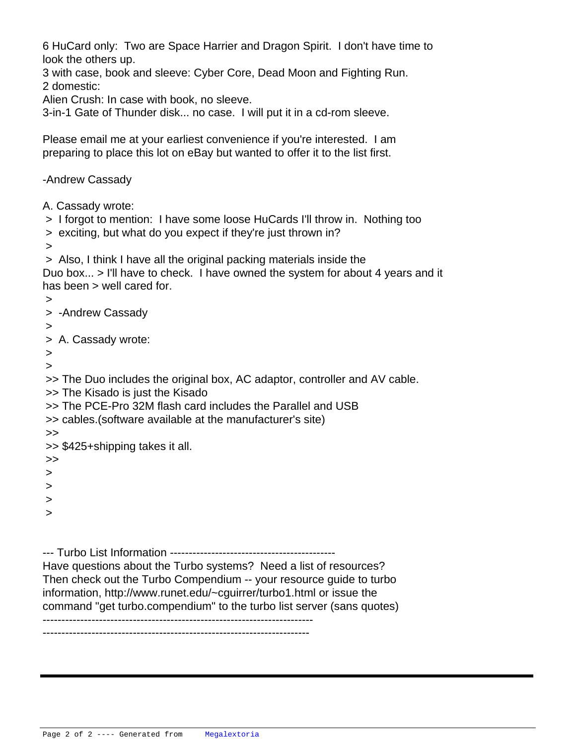6 HuCard only: Two are Space Harrier and Dragon Spirit. I don't have time to look the others up.
3 with case, book and sleeve: Cyber Core, Dead Moon and Fighting Run.
2 domestic:
Alien Crush: In case with book, no sleeve.
3-in-1 Gate of Thunder disk... no case. I will put it in a cd-rom sleeve.

Please email me at your earliest convenience if you're interested. I am preparing to place this lot on eBay but wanted to offer it to the list first.

-Andrew Cassady

A. Cassady wrote:
> I forgot to mention: I have some loose HuCards I'll throw in. Nothing too
> exciting, but what do you expect if they're just thrown in?
>
> Also, I think I have all the original packing materials inside the Duo box... > I'll have to check. I have owned the system for about 4 years and it has been > well cared for.
>
> -Andrew Cassady
>
> A. Cassady wrote:
>
>
>> The Duo includes the original box, AC adaptor, controller and AV cable.
>> The Kisado is just the Kisado
>> The PCE-Pro 32M flash card includes the Parallel and USB
>> cables.(software available at the manufacturer's site)
>>
>> $425+shipping takes it all.
>>
>
>
>
>

--- Turbo List Information -------------------------------------------
Have questions about the Turbo systems? Need a list of resources?
Then check out the Turbo Compendium -- your resource guide to turbo information, http://www.runet.edu/~cguirrer/turbo1.html or issue the command "get turbo.compendium" to the turbo list server (sans quotes)
----------------------------------------------------------------------
----------------------------------------------------------------------